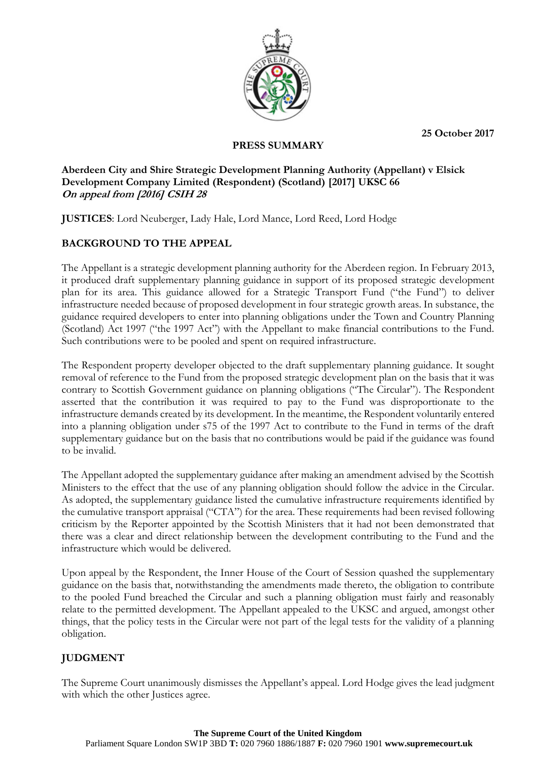25 October 2017

**PRESS SUMMARY**

**Aberdeen City and Shire Strategic Development Planning Authority (Appellant) v Elsick Development Company Limited (Respondent) (Scotland) [2017] UKSC 66**
***On appeal from [2016] CSIH 28***

**JUSTICES**: Lord Neuberger, Lady Hale, Lord Mance, Lord Reed, Lord Hodge

## BACKGROUND TO THE APPEAL

The Appellant is a strategic development planning authority for the Aberdeen region. In February 2013, it produced draft supplementary planning guidance in support of its proposed strategic development plan for its area. This guidance allowed for a Strategic Transport Fund ("the Fund") to deliver infrastructure needed because of proposed development in four strategic growth areas. In substance, the guidance required developers to enter into planning obligations under the Town and Country Planning (Scotland) Act 1997 ("the 1997 Act") with the Appellant to make financial contributions to the Fund. Such contributions were to be pooled and spent on required infrastructure.

The Respondent property developer objected to the draft supplementary planning guidance. It sought removal of reference to the Fund from the proposed strategic development plan on the basis that it was contrary to Scottish Government guidance on planning obligations ("The Circular"). The Respondent asserted that the contribution it was required to pay to the Fund was disproportionate to the infrastructure demands created by its development. In the meantime, the Respondent voluntarily entered into a planning obligation under s75 of the 1997 Act to contribute to the Fund in terms of the draft supplementary guidance but on the basis that no contributions would be paid if the guidance was found to be invalid.

The Appellant adopted the supplementary guidance after making an amendment advised by the Scottish Ministers to the effect that the use of any planning obligation should follow the advice in the Circular. As adopted, the supplementary guidance listed the cumulative infrastructure requirements identified by the cumulative transport appraisal ("CTA") for the area. These requirements had been revised following criticism by the Reporter appointed by the Scottish Ministers that it had not been demonstrated that there was a clear and direct relationship between the development contributing to the Fund and the infrastructure which would be delivered.

Upon appeal by the Respondent, the Inner House of the Court of Session quashed the supplementary guidance on the basis that, notwithstanding the amendments made thereto, the obligation to contribute to the pooled Fund breached the Circular and such a planning obligation must fairly and reasonably relate to the permitted development. The Appellant appealed to the UKSC and argued, amongst other things, that the policy tests in the Circular were not part of the legal tests for the validity of a planning obligation.

## JUDGMENT

The Supreme Court unanimously dismisses the Appellant's appeal. Lord Hodge gives the lead judgment with which the other Justices agree.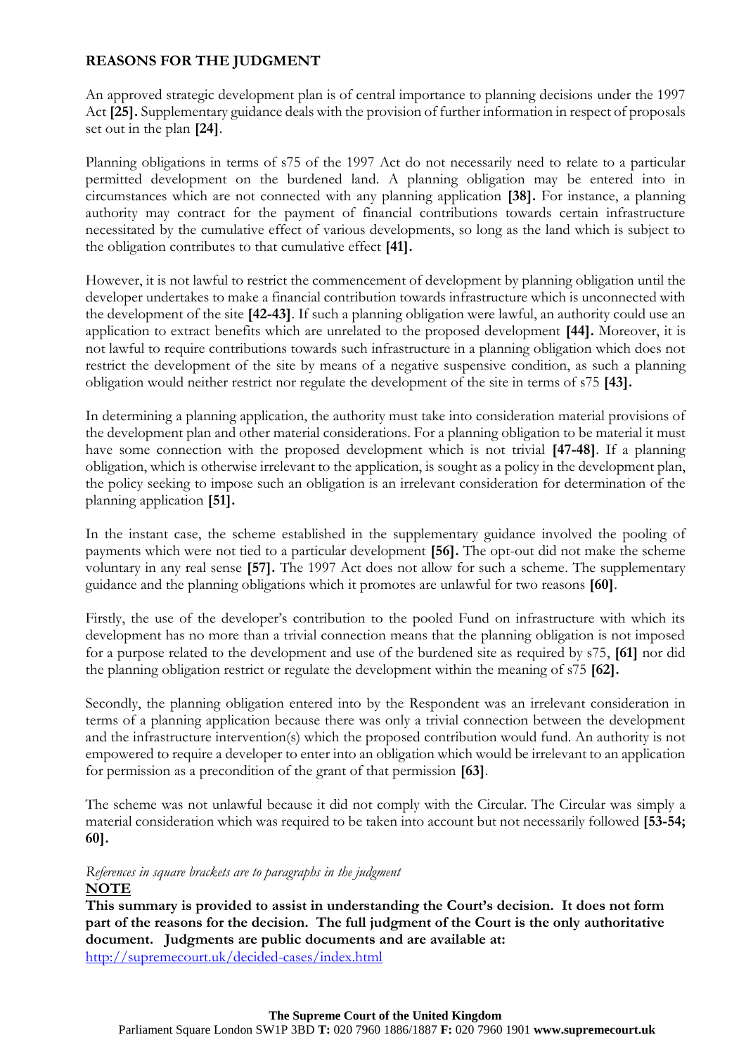**REASONS FOR THE JUDGMENT**

An approved strategic development plan is of central importance to planning decisions under the 1997 Act **[25].** Supplementary guidance deals with the provision of further information in respect of proposals set out in the plan **[24]**.

Planning obligations in terms of s75 of the 1997 Act do not necessarily need to relate to a particular permitted development on the burdened land. A planning obligation may be entered into in circumstances which are not connected with any planning application **[38].** For instance, a planning authority may contract for the payment of financial contributions towards certain infrastructure necessitated by the cumulative effect of various developments, so long as the land which is subject to the obligation contributes to that cumulative effect **[41].**

However, it is not lawful to restrict the commencement of development by planning obligation until the developer undertakes to make a financial contribution towards infrastructure which is unconnected with the development of the site **[42-43]**. If such a planning obligation were lawful, an authority could use an application to extract benefits which are unrelated to the proposed development **[44].** Moreover, it is not lawful to require contributions towards such infrastructure in a planning obligation which does not restrict the development of the site by means of a negative suspensive condition, as such a planning obligation would neither restrict nor regulate the development of the site in terms of s75 **[43].**

In determining a planning application, the authority must take into consideration material provisions of the development plan and other material considerations. For a planning obligation to be material it must have some connection with the proposed development which is not trivial **[47-48]**. If a planning obligation, which is otherwise irrelevant to the application, is sought as a policy in the development plan, the policy seeking to impose such an obligation is an irrelevant consideration for determination of the planning application **[51].**

In the instant case, the scheme established in the supplementary guidance involved the pooling of payments which were not tied to a particular development **[56].** The opt-out did not make the scheme voluntary in any real sense **[57].** The 1997 Act does not allow for such a scheme. The supplementary guidance and the planning obligations which it promotes are unlawful for two reasons **[60]**.

Firstly, the use of the developer's contribution to the pooled Fund on infrastructure with which its development has no more than a trivial connection means that the planning obligation is not imposed for a purpose related to the development and use of the burdened site as required by s75, **[61]** nor did the planning obligation restrict or regulate the development within the meaning of s75 **[62].**

Secondly, the planning obligation entered into by the Respondent was an irrelevant consideration in terms of a planning application because there was only a trivial connection between the development and the infrastructure intervention(s) which the proposed contribution would fund. An authority is not empowered to require a developer to enter into an obligation which would be irrelevant to an application for permission as a precondition of the grant of that permission **[63]**.

The scheme was not unlawful because it did not comply with the Circular. The Circular was simply a material consideration which was required to be taken into account but not necessarily followed **[53-54; 60].**

*References in square brackets are to paragraphs in the judgment*

**NOTE**

**This summary is provided to assist in understanding the Court's decision. It does not form part of the reasons for the decision. The full judgment of the Court is the only authoritative document. Judgments are public documents and are available at:**
http://supremecourt.uk/decided-cases/index.html